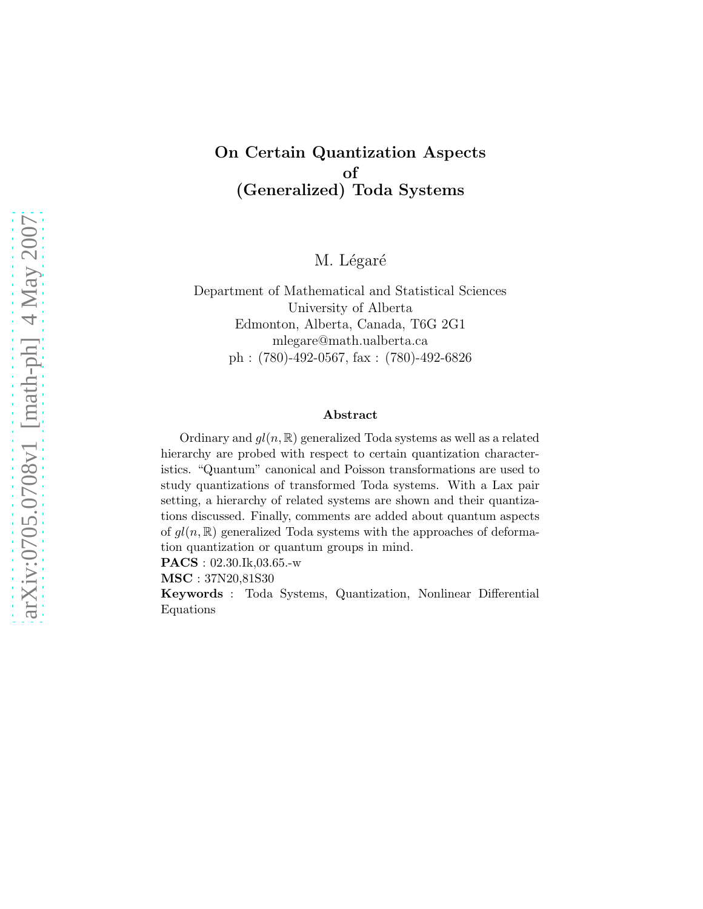# On Certain Quantization Aspects of (Generalized) Toda Systems

M. Légaré

Department of Mathematical and Statistical Sciences
University of Alberta
Edmonton, Alberta, Canada, T6G 2G1
mlegare@math.ualberta.ca
ph : (780)-492-0567, fax : (780)-492-6826

### Abstract

Ordinary and $gl(n, \mathbb{R})$ generalized Toda systems as well as a related hierarchy are probed with respect to certain quantization characteristics. "Quantum" canonical and Poisson transformations are used to study quantizations of transformed Toda systems. With a Lax pair setting, a hierarchy of related systems are shown and their quantizations discussed. Finally, comments are added about quantum aspects of $gl(n, \mathbb{R})$ generalized Toda systems with the approaches of deformation quantization or quantum groups in mind.

**PACS** : 02.30.Ik,03.65.-w

**MSC** : 37N20,81S30

**Keywords** : Toda Systems, Quantization, Nonlinear Differential Equations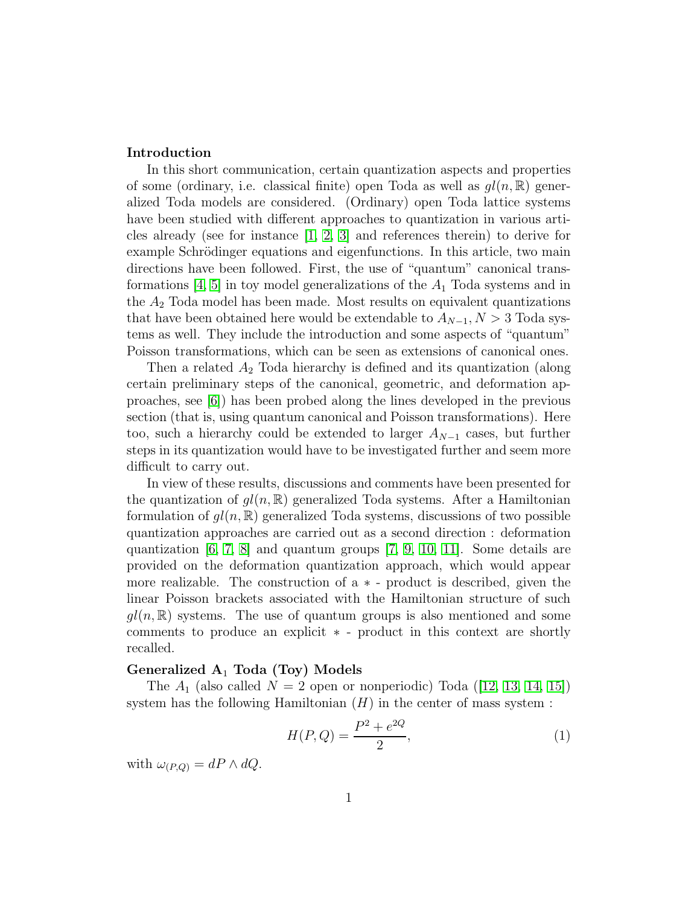**Introduction**

In this short communication, certain quantization aspects and properties of some (ordinary, i.e. classical finite) open Toda as well as $gl(n, \mathbb{R})$ generalized Toda models are considered. (Ordinary) open Toda lattice systems have been studied with different approaches to quantization in various articles already (see for instance [1, 2, 3] and references therein) to derive for example Schrödinger equations and eigenfunctions. In this article, two main directions have been followed. First, the use of "quantum" canonical transformations [4, 5] in toy model generalizations of the $A_1$ Toda systems and in the $A_2$ Toda model has been made. Most results on equivalent quantizations that have been obtained here would be extendable to $A_{N-1}, N > 3$ Toda systems as well. They include the introduction and some aspects of "quantum" Poisson transformations, which can be seen as extensions of canonical ones.

Then a related $A_2$ Toda hierarchy is defined and its quantization (along certain preliminary steps of the canonical, geometric, and deformation approaches, see [6]) has been probed along the lines developed in the previous section (that is, using quantum canonical and Poisson transformations). Here too, such a hierarchy could be extended to larger $A_{N-1}$ cases, but further steps in its quantization would have to be investigated further and seem more difficult to carry out.

In view of these results, discussions and comments have been presented for the quantization of $gl(n, \mathbb{R})$ generalized Toda systems. After a Hamiltonian formulation of $gl(n, \mathbb{R})$ generalized Toda systems, discussions of two possible quantization approaches are carried out as a second direction : deformation quantization [6, 7, 8] and quantum groups [7, 9, 10, 11]. Some details are provided on the deformation quantization approach, which would appear more realizable. The construction of a $*$ - product is described, given the linear Poisson brackets associated with the Hamiltonian structure of such $gl(n, \mathbb{R})$ systems. The use of quantum groups is also mentioned and some comments to produce an explicit $*$ - product in this context are shortly recalled.

**Generalized A$_1$ Toda (Toy) Models**

The $A_1$ (also called $N = 2$ open or nonperiodic) Toda ([12, 13, 14, 15]) system has the following Hamiltonian ($H$) in the center of mass system :

$$H(P, Q) = \frac{P^2 + e^{2Q}}{2}, \tag{1}$$

with $\omega_{(P,Q)} = dP \wedge dQ$.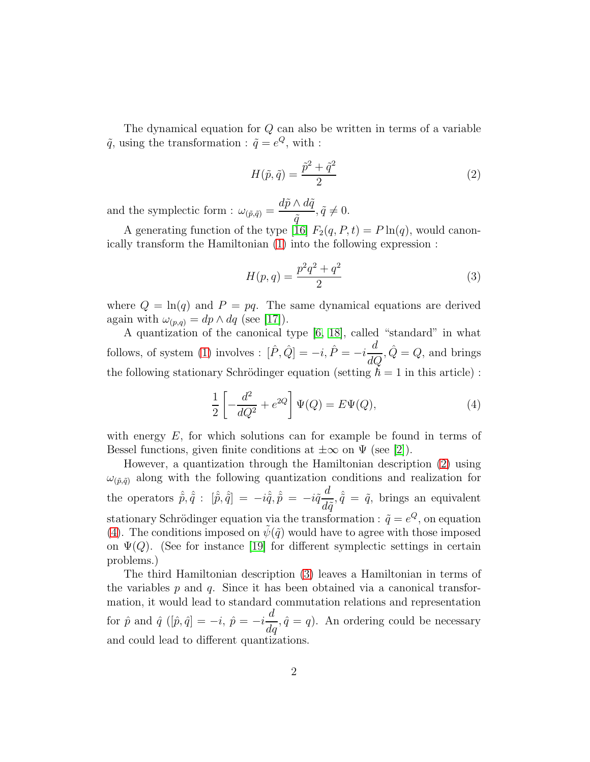The dynamical equation for $Q$ can also be written in terms of a variable $\tilde{q}$, using the transformation : $\tilde{q} = e^Q$, with :

$$H(\tilde{p}, \tilde{q}) = \frac{\tilde{p}^2 + \tilde{q}^2}{2} \tag{2}$$

and the symplectic form : $\omega_{(\tilde{p},\tilde{q})} = \dfrac{d\tilde{p} \wedge d\tilde{q}}{\tilde{q}}, \tilde{q} \neq 0$.

A generating function of the type [16] $F_2(q, P, t) = P\ln(q)$, would canonically transform the Hamiltonian (1) into the following expression :

$$H(p, q) = \frac{p^2q^2 + q^2}{2} \tag{3}$$

where $Q = \ln(q)$ and $P = pq$. The same dynamical equations are derived again with $\omega_{(p,q)} = dp \wedge dq$ (see [17]).

A quantization of the canonical type [6, 18], called "standard" in what follows, of system (1) involves : $[\hat{P}, \hat{Q}] = -i, \hat{P} = -i\dfrac{d}{dQ}, \hat{Q} = Q$, and brings the following stationary Schrödinger equation (setting $\hbar = 1$ in this article) :

$$\frac{1}{2}\left[-\frac{d^2}{dQ^2} + e^{2Q}\right]\Psi(Q) = E\Psi(Q), \tag{4}$$

with energy $E$, for which solutions can for example be found in terms of Bessel functions, given finite conditions at $\pm\infty$ on $\Psi$ (see [2]).

However, a quantization through the Hamiltonian description (2) using $\omega_{(\tilde{p},\tilde{q})}$ along with the following quantization conditions and realization for the operators $\hat{\tilde{p}}, \hat{\tilde{q}}$ : $[\hat{\tilde{p}}, \hat{\tilde{q}}] = -i\hat{\tilde{q}}, \hat{\tilde{p}} = -i\tilde{q}\dfrac{d}{d\tilde{q}}, \hat{\tilde{q}} = \tilde{q}$, brings an equivalent stationary Schrödinger equation via the transformation : $\tilde{q} = e^Q$, on equation (4). The conditions imposed on $\tilde{\psi}(\tilde{q})$ would have to agree with those imposed on $\Psi(Q)$. (See for instance [19] for different symplectic settings in certain problems.)

The third Hamiltonian description (3) leaves a Hamiltonian in terms of the variables $p$ and $q$. Since it has been obtained via a canonical transformation, it would lead to standard commutation relations and representation for $\hat{p}$ and $\hat{q}$ ($[\hat{p}, \hat{q}] = -i$, $\hat{p} = -i\dfrac{d}{dq}, \hat{q} = q$). An ordering could be necessary and could lead to different quantizations.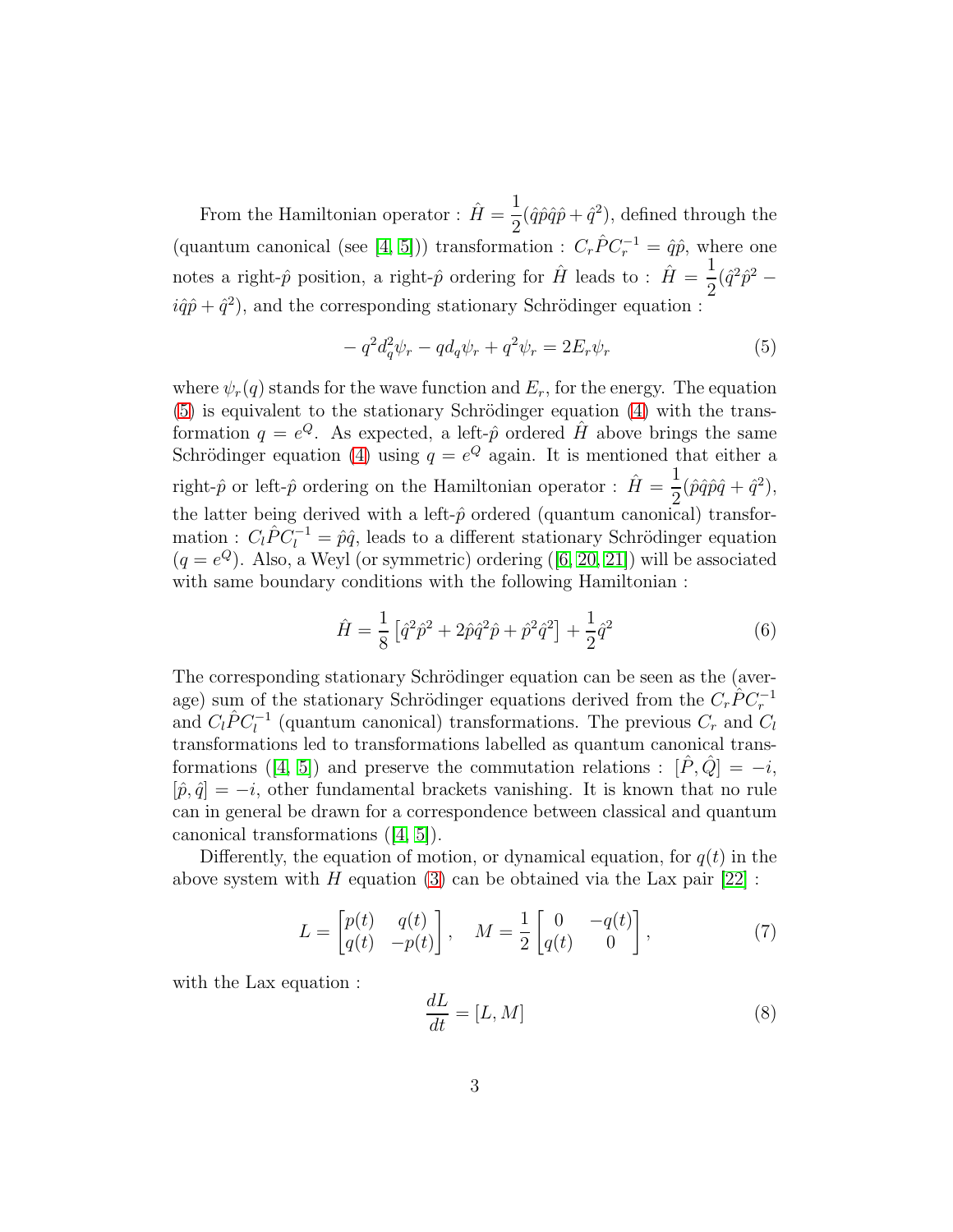From the Hamiltonian operator : $\hat{H} = \dfrac{1}{2}(\hat{q}\hat{p}\hat{q}\hat{p} + \hat{q}^2)$, defined through the (quantum canonical (see [4, 5])) transformation : $C_r \hat{P} C_r^{-1} = \hat{q}\hat{p}$, where one notes a right-$\hat{p}$ position, a right-$\hat{p}$ ordering for $\hat{H}$ leads to : $\hat{H} = \dfrac{1}{2}(\hat{q}^2\hat{p}^2 - i\hat{q}\hat{p} + \hat{q}^2)$, and the corresponding stationary Schrödinger equation :

$$- q^2 d_q^2 \psi_r - q d_q \psi_r + q^2 \psi_r = 2E_r \psi_r \tag{5}$$

where $\psi_r(q)$ stands for the wave function and $E_r$, for the energy. The equation (5) is equivalent to the stationary Schrödinger equation (4) with the transformation $q = e^Q$. As expected, a left-$\hat{p}$ ordered $\hat{H}$ above brings the same Schrödinger equation (4) using $q = e^Q$ again. It is mentioned that either a right-$\hat{p}$ or left-$\hat{p}$ ordering on the Hamiltonian operator : $\hat{H} = \dfrac{1}{2}(\hat{p}\hat{q}\hat{p}\hat{q} + \hat{q}^2)$, the latter being derived with a left-$\hat{p}$ ordered (quantum canonical) transformation : $C_l \hat{P} C_l^{-1} = \hat{p}\hat{q}$, leads to a different stationary Schrödinger equation ($q = e^Q$). Also, a Weyl (or symmetric) ordering ([6, 20, 21]) will be associated with same boundary conditions with the following Hamiltonian :

$$\hat{H} = \frac{1}{8}\left[\hat{q}^2\hat{p}^2 + 2\hat{p}\hat{q}^2\hat{p} + \hat{p}^2\hat{q}^2\right] + \frac{1}{2}\hat{q}^2 \tag{6}$$

The corresponding stationary Schrödinger equation can be seen as the (average) sum of the stationary Schrödinger equations derived from the $C_r \hat{P} C_r^{-1}$ and $C_l \hat{P} C_l^{-1}$ (quantum canonical) transformations. The previous $C_r$ and $C_l$ transformations led to transformations labelled as quantum canonical transformations ([4, 5]) and preserve the commutation relations : $[\hat{P}, \hat{Q}] = -i$, $[\hat{p}, \hat{q}] = -i$, other fundamental brackets vanishing. It is known that no rule can in general be drawn for a correspondence between classical and quantum canonical transformations ([4, 5]).

Differently, the equation of motion, or dynamical equation, for $q(t)$ in the above system with $H$ equation (3) can be obtained via the Lax pair [22] :

$$L = \begin{bmatrix} p(t) & q(t) \\ q(t) & -p(t) \end{bmatrix}, \quad M = \frac{1}{2}\begin{bmatrix} 0 & -q(t) \\ q(t) & 0 \end{bmatrix}, \tag{7}$$

with the Lax equation :

$$\frac{dL}{dt} = [L, M] \tag{8}$$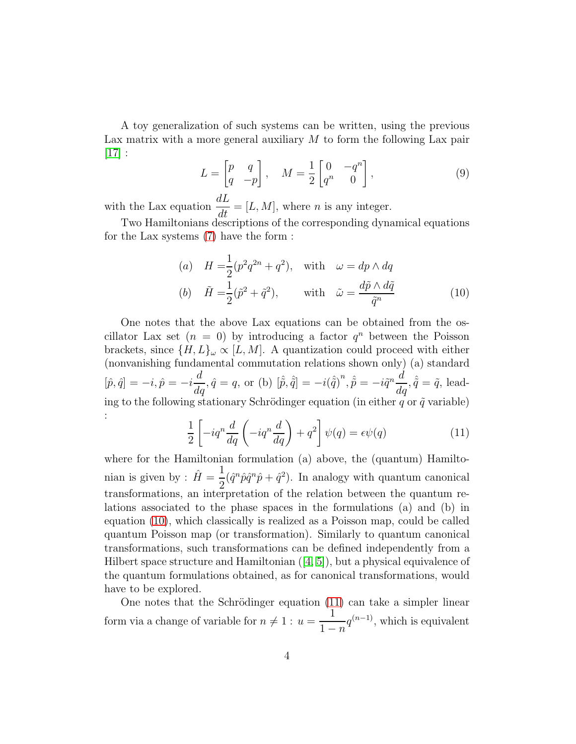A toy generalization of such systems can be written, using the previous Lax matrix with a more general auxiliary $M$ to form the following Lax pair [17] :

$$L = \begin{bmatrix} p & q \\ q & -p \end{bmatrix}, \quad M = \frac{1}{2} \begin{bmatrix} 0 & -q^n \\ q^n & 0 \end{bmatrix}, \tag{9}$$

with the Lax equation $\dfrac{dL}{dt} = [L, M]$, where $n$ is any integer.

Two Hamiltonians descriptions of the corresponding dynamical equations for the Lax systems (7) have the form :

$$\begin{aligned} (a) \quad H =& \frac{1}{2}(p^2 q^{2n} + q^2), \quad \text{with} \quad \omega = dp \wedge dq \\ (b) \quad \tilde{H} =& \frac{1}{2}(\tilde{p}^2 + \tilde{q}^2), \qquad \text{with} \quad \tilde{\omega} = \frac{d\tilde{p} \wedge d\tilde{q}}{\tilde{q}^n} \end{aligned} \tag{10}$$

One notes that the above Lax equations can be obtained from the oscillator Lax set ($n = 0$) by introducing a factor $q^n$ between the Poisson brackets, since $\{H, L\}_\omega \propto [L, M]$. A quantization could proceed with either (nonvanishing fundamental commutation relations shown only) (a) standard $[\hat{p}, \hat{q}] = -i, \hat{p} = -i\dfrac{d}{dq}, \hat{q} = q$, or (b) $[\hat{\tilde{p}}, \hat{\tilde{q}}] = -i(\hat{\tilde{q}})^n, \hat{\tilde{p}} = -i\tilde{q}^n \dfrac{d}{dq}, \hat{\tilde{q}} = \tilde{q}$, leading to the following stationary Schrödinger equation (in either $q$ or $\tilde{q}$ variable) :

$$\frac{1}{2} \left[ -iq^n \frac{d}{dq} \left( -iq^n \frac{d}{dq} \right) + q^2 \right] \psi(q) = \epsilon \psi(q) \tag{11}$$

where for the Hamiltonian formulation (a) above, the (quantum) Hamiltonian is given by : $\hat{H} = \dfrac{1}{2}(\hat{q}^n \hat{p} \hat{q}^n \hat{p} + \hat{q}^2)$. In analogy with quantum canonical transformations, an interpretation of the relation between the quantum relations associated to the phase spaces in the formulations (a) and (b) in equation (10), which classically is realized as a Poisson map, could be called quantum Poisson map (or transformation). Similarly to quantum canonical transformations, such transformations can be defined independently from a Hilbert space structure and Hamiltonian ([4, 5]), but a physical equivalence of the quantum formulations obtained, as for canonical transformations, would have to be explored.

One notes that the Schrödinger equation (11) can take a simpler linear form via a change of variable for $n \neq 1$ : $u = \dfrac{1}{1-n} q^{(n-1)}$, which is equivalent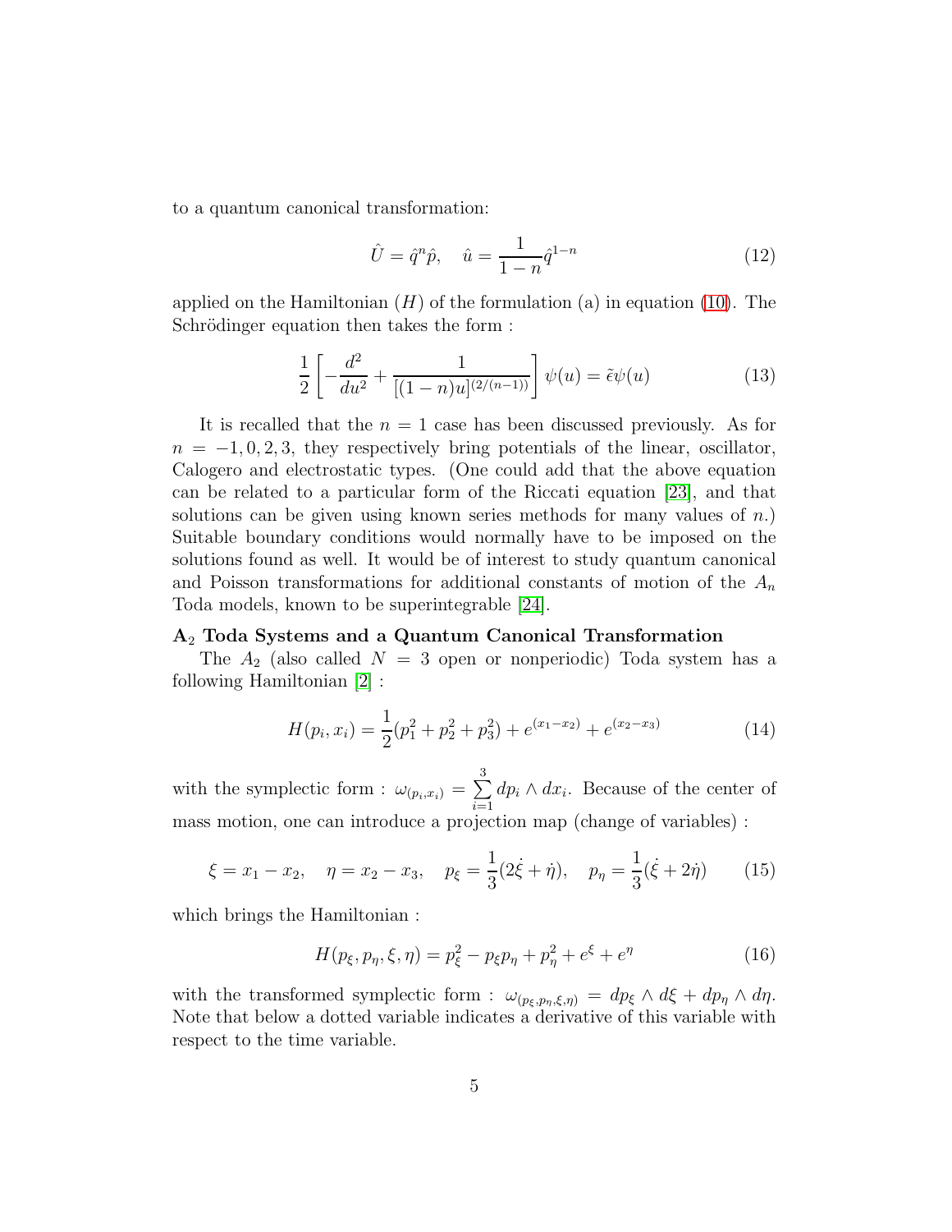to a quantum canonical transformation:

$$\hat{U} = \hat{q}^n \hat{p}, \quad \hat{u} = \frac{1}{1-n}\hat{q}^{1-n} \tag{12}$$

applied on the Hamiltonian ($H$) of the formulation (a) in equation (10). The Schrödinger equation then takes the form :

$$\frac{1}{2}\left[-\frac{d^2}{du^2} + \frac{1}{[(1-n)u]^{(2/(n-1))}}\right]\psi(u) = \tilde{\epsilon}\psi(u) \tag{13}$$

It is recalled that the $n = 1$ case has been discussed previously. As for $n = -1, 0, 2, 3$, they respectively bring potentials of the linear, oscillator, Calogero and electrostatic types. (One could add that the above equation can be related to a particular form of the Riccati equation [23], and that solutions can be given using known series methods for many values of $n$.) Suitable boundary conditions would normally have to be imposed on the solutions found as well. It would be of interest to study quantum canonical and Poisson transformations for additional constants of motion of the $A_n$ Toda models, known to be superintegrable [24].

**$A_2$ Toda Systems and a Quantum Canonical Transformation**

The $A_2$ (also called $N = 3$ open or nonperiodic) Toda system has a following Hamiltonian [2] :

$$H(p_i, x_i) = \frac{1}{2}(p_1^2 + p_2^2 + p_3^2) + e^{(x_1 - x_2)} + e^{(x_2 - x_3)} \tag{14}$$

with the symplectic form : $\omega_{(p_i,x_i)} = \sum_{i=1}^{3} dp_i \wedge dx_i$. Because of the center of mass motion, one can introduce a projection map (change of variables) :

$$\xi = x_1 - x_2, \quad \eta = x_2 - x_3, \quad p_\xi = \frac{1}{3}(2\dot{\xi} + \dot{\eta}), \quad p_\eta = \frac{1}{3}(\dot{\xi} + 2\dot{\eta}) \tag{15}$$

which brings the Hamiltonian :

$$H(p_\xi, p_\eta, \xi, \eta) = p_\xi^2 - p_\xi p_\eta + p_\eta^2 + e^\xi + e^\eta \tag{16}$$

with the transformed symplectic form : $\omega_{(p_\xi, p_\eta, \xi, \eta)} = dp_\xi \wedge d\xi + dp_\eta \wedge d\eta$. Note that below a dotted variable indicates a derivative of this variable with respect to the time variable.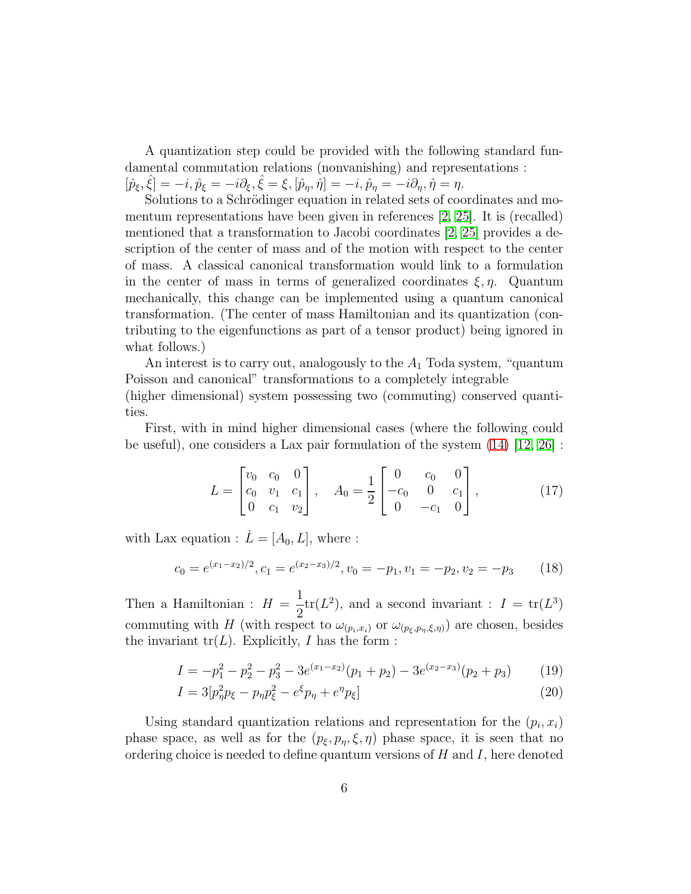A quantization step could be provided with the following standard fundamental commutation relations (nonvanishing) and representations : $[\hat{p}_\xi, \hat{\xi}] = -i, \hat{p}_\xi = -i\partial_\xi, \hat{\xi} = \xi, [\hat{p}_\eta, \hat{\eta}] = -i, \hat{p}_\eta = -i\partial_\eta, \hat{\eta} = \eta$.

Solutions to a Schrödinger equation in related sets of coordinates and momentum representations have been given in references [2, 25]. It is (recalled) mentioned that a transformation to Jacobi coordinates [2, 25] provides a description of the center of mass and of the motion with respect to the center of mass. A classical canonical transformation would link to a formulation in the center of mass in terms of generalized coordinates $\xi, \eta$. Quantum mechanically, this change can be implemented using a quantum canonical transformation. (The center of mass Hamiltonian and its quantization (contributing to the eigenfunctions as part of a tensor product) being ignored in what follows.)

An interest is to carry out, analogously to the $A_1$ Toda system, "quantum Poisson and canonical" transformations to a completely integrable (higher dimensional) system possessing two (commuting) conserved quantities.

First, with in mind higher dimensional cases (where the following could be useful), one considers a Lax pair formulation of the system (14) [12, 26] :

$$L = \begin{bmatrix} v_0 & c_0 & 0 \\ c_0 & v_1 & c_1 \\ 0 & c_1 & v_2 \end{bmatrix}, \quad A_0 = \frac{1}{2} \begin{bmatrix} 0 & c_0 & 0 \\ -c_0 & 0 & c_1 \\ 0 & -c_1 & 0 \end{bmatrix}, \tag{17}$$

with Lax equation : $\dot{L} = [A_0, L]$, where :

$$c_0 = e^{(x_1 - x_2)/2}, c_1 = e^{(x_2 - x_3)/2}, v_0 = -p_1, v_1 = -p_2, v_2 = -p_3 \tag{18}$$

Then a Hamiltonian : $H = \dfrac{1}{2}\mathrm{tr}(L^2)$, and a second invariant : $I = \mathrm{tr}(L^3)$ commuting with $H$ (with respect to $\omega_{(p_i, x_i)}$ or $\omega_{(p_\xi, p_\eta, \xi, \eta)}$) are chosen, besides the invariant $\mathrm{tr}(L)$. Explicitly, $I$ has the form :

$$I = -p_1^2 - p_2^2 - p_3^2 - 3e^{(x_1 - x_2)}(p_1 + p_2) - 3e^{(x_2 - x_3)}(p_2 + p_3) \tag{19}$$

$$I = 3[p_\eta^2 p_\xi - p_\eta p_\xi^2 - e^\xi p_\eta + e^\eta p_\xi] \tag{20}$$

Using standard quantization relations and representation for the $(p_i, x_i)$ phase space, as well as for the $(p_\xi, p_\eta, \xi, \eta)$ phase space, it is seen that no ordering choice is needed to define quantum versions of $H$ and $I$, here denoted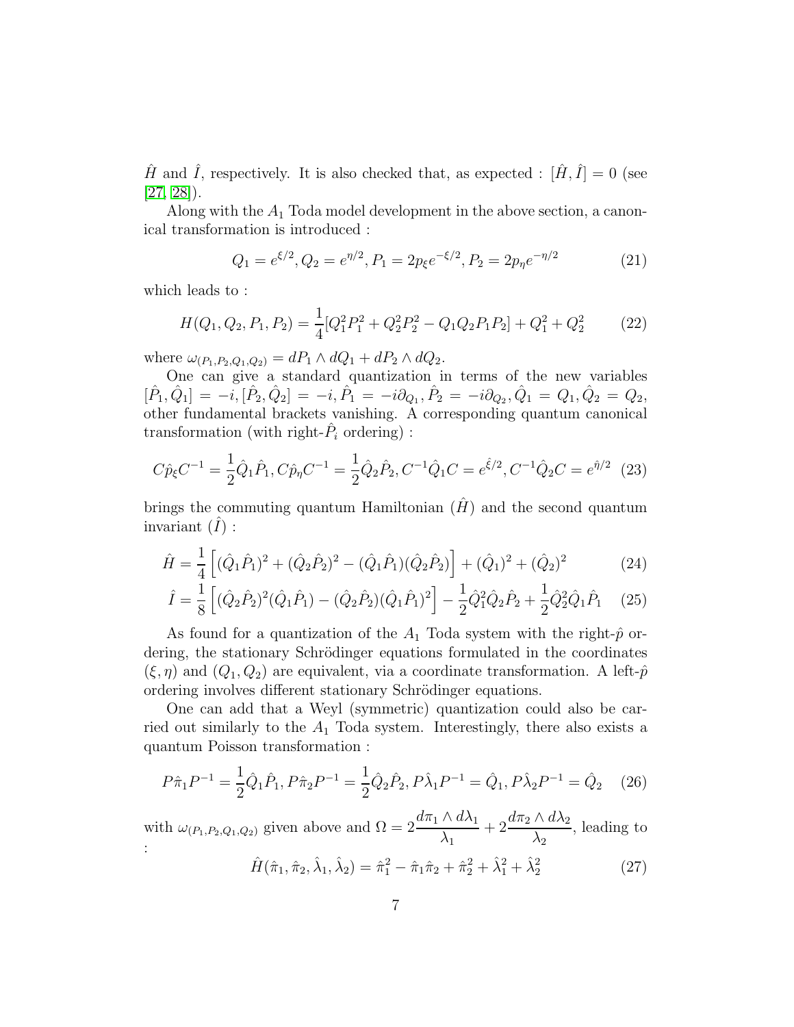$\hat{H}$ and $\hat{I}$, respectively. It is also checked that, as expected : $[\hat{H}, \hat{I}] = 0$ (see [27, 28]).

Along with the $A_1$ Toda model development in the above section, a canonical transformation is introduced :

$$Q_1 = e^{\xi/2}, Q_2 = e^{\eta/2}, P_1 = 2p_\xi e^{-\xi/2}, P_2 = 2p_\eta e^{-\eta/2} \tag{21}$$

which leads to :

$$H(Q_1, Q_2, P_1, P_2) = \frac{1}{4}[Q_1^2 P_1^2 + Q_2^2 P_2^2 - Q_1 Q_2 P_1 P_2] + Q_1^2 + Q_2^2 \tag{22}$$

where $\omega_{(P_1,P_2,Q_1,Q_2)} = dP_1 \wedge dQ_1 + dP_2 \wedge dQ_2$.

One can give a standard quantization in terms of the new variables $[\hat{P}_1, \hat{Q}_1] = -i, [\hat{P}_2, \hat{Q}_2] = -i, \hat{P}_1 = -i\partial_{Q_1}, \hat{P}_2 = -i\partial_{Q_2}, \hat{Q}_1 = Q_1, \hat{Q}_2 = Q_2$, other fundamental brackets vanishing. A corresponding quantum canonical transformation (with right-$\hat{P}_i$ ordering) :

$$C\hat{p}_\xi C^{-1} = \frac{1}{2}\hat{Q}_1\hat{P}_1, C\hat{p}_\eta C^{-1} = \frac{1}{2}\hat{Q}_2\hat{P}_2, C^{-1}\hat{Q}_1 C = e^{\hat{\xi}/2}, C^{-1}\hat{Q}_2 C = e^{\hat{\eta}/2} \tag{23}$$

brings the commuting quantum Hamiltonian ($\hat{H}$) and the second quantum invariant ($\hat{I}$) :

$$\hat{H} = \frac{1}{4}\left[(\hat{Q}_1\hat{P}_1)^2 + (\hat{Q}_2\hat{P}_2)^2 - (\hat{Q}_1\hat{P}_1)(\hat{Q}_2\hat{P}_2)\right] + (\hat{Q}_1)^2 + (\hat{Q}_2)^2 \tag{24}$$

$$\hat{I} = \frac{1}{8}\left[(\hat{Q}_2\hat{P}_2)^2(\hat{Q}_1\hat{P}_1) - (\hat{Q}_2\hat{P}_2)(\hat{Q}_1\hat{P}_1)^2\right] - \frac{1}{2}\hat{Q}_1^2\hat{Q}_2\hat{P}_2 + \frac{1}{2}\hat{Q}_2^2\hat{Q}_1\hat{P}_1 \tag{25}$$

As found for a quantization of the $A_1$ Toda system with the right-$\hat{p}$ ordering, the stationary Schrödinger equations formulated in the coordinates $(\xi, \eta)$ and $(Q_1, Q_2)$ are equivalent, via a coordinate transformation. A left-$\hat{p}$ ordering involves different stationary Schrödinger equations.

One can add that a Weyl (symmetric) quantization could also be carried out similarly to the $A_1$ Toda system. Interestingly, there also exists a quantum Poisson transformation :

$$P\hat{\pi}_1 P^{-1} = \frac{1}{2}\hat{Q}_1\hat{P}_1, P\hat{\pi}_2 P^{-1} = \frac{1}{2}\hat{Q}_2\hat{P}_2, P\hat{\lambda}_1 P^{-1} = \hat{Q}_1, P\hat{\lambda}_2 P^{-1} = \hat{Q}_2 \tag{26}$$

with $\omega_{(P_1,P_2,Q_1,Q_2)}$ given above and $\Omega = 2\frac{d\pi_1 \wedge d\lambda_1}{\lambda_1} + 2\frac{d\pi_2 \wedge d\lambda_2}{\lambda_2}$, leading to :

$$\hat{H}(\hat{\pi}_1, \hat{\pi}_2, \hat{\lambda}_1, \hat{\lambda}_2) = \hat{\pi}_1^2 - \hat{\pi}_1\hat{\pi}_2 + \hat{\pi}_2^2 + \hat{\lambda}_1^2 + \hat{\lambda}_2^2 \tag{27}$$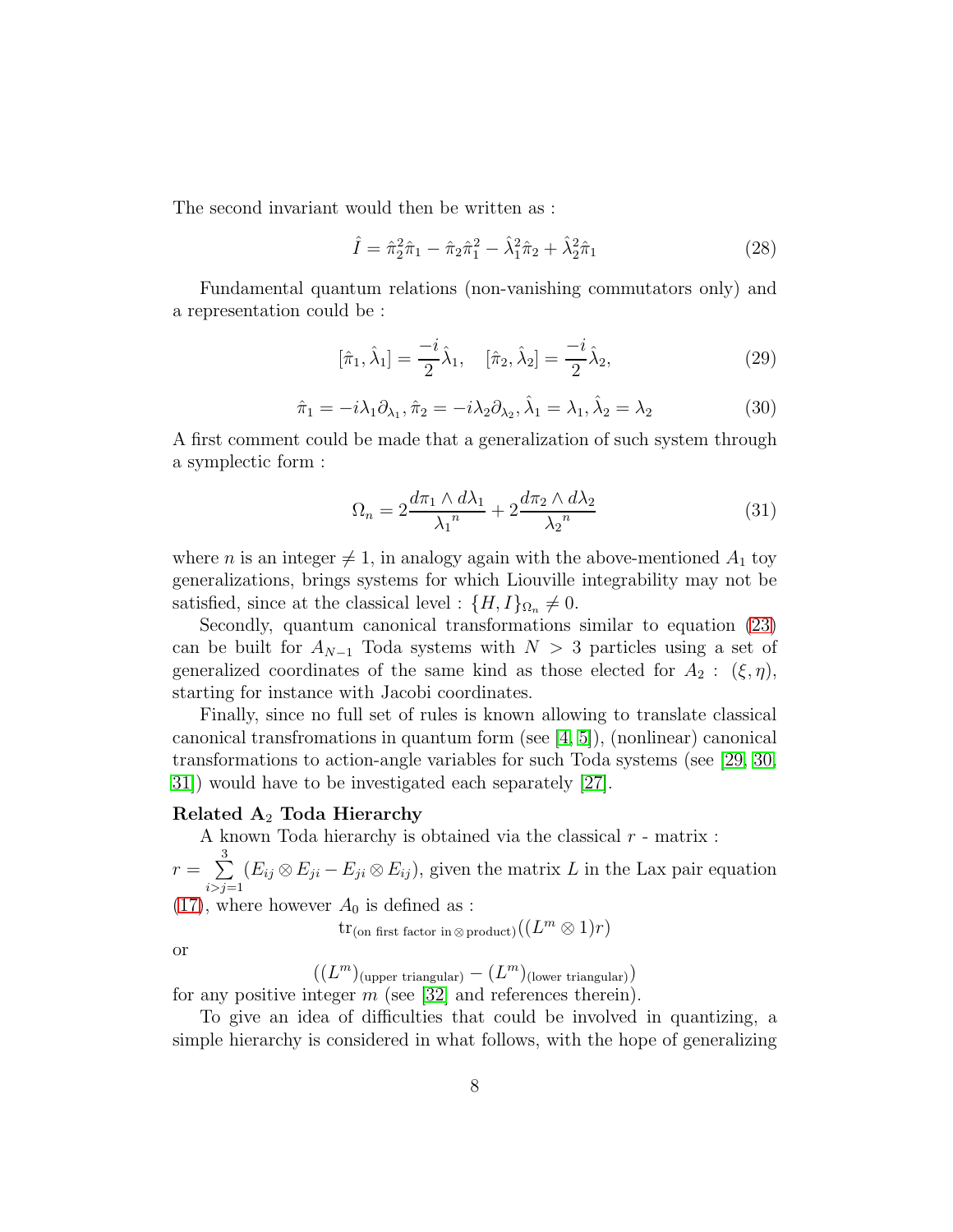The second invariant would then be written as :

$$\hat{I} = \hat{\pi}_2^2\hat{\pi}_1 - \hat{\pi}_2\hat{\pi}_1^2 - \hat{\lambda}_1^2\hat{\pi}_2 + \hat{\lambda}_2^2\hat{\pi}_1 \tag{28}$$

Fundamental quantum relations (non-vanishing commutators only) and a representation could be :

$$[\hat{\pi}_1, \hat{\lambda}_1] = \frac{-i}{2}\hat{\lambda}_1, \quad [\hat{\pi}_2, \hat{\lambda}_2] = \frac{-i}{2}\hat{\lambda}_2, \tag{29}$$

$$\hat{\pi}_1 = -i\lambda_1\partial_{\lambda_1}, \hat{\pi}_2 = -i\lambda_2\partial_{\lambda_2}, \hat{\lambda}_1 = \lambda_1, \hat{\lambda}_2 = \lambda_2 \tag{30}$$

A first comment could be made that a generalization of such system through a symplectic form :

$$\Omega_n = 2\frac{d\pi_1 \wedge d\lambda_1}{{\lambda_1}^n} + 2\frac{d\pi_2 \wedge d\lambda_2}{{\lambda_2}^n} \tag{31}$$

where $n$ is an integer $\neq 1$, in analogy again with the above-mentioned $A_1$ toy generalizations, brings systems for which Liouville integrability may not be satisfied, since at the classical level : $\{H, I\}_{\Omega_n} \neq 0$.

Secondly, quantum canonical transformations similar to equation (23) can be built for $A_{N-1}$ Toda systems with $N > 3$ particles using a set of generalized coordinates of the same kind as those elected for $A_2$ : $(\xi, \eta)$, starting for instance with Jacobi coordinates.

Finally, since no full set of rules is known allowing to translate classical canonical transfromations in quantum form (see [4, 5]), (nonlinear) canonical transformations to action-angle variables for such Toda systems (see [29, 30, 31]) would have to be investigated each separately [27].

**Related $\mathbf{A}_2$ Toda Hierarchy**

A known Toda hierarchy is obtained via the classical $r$ - matrix : $r = \sum_{i>j=1}^{3}(E_{ij} \otimes E_{ji} - E_{ji} \otimes E_{ij})$, given the matrix $L$ in the Lax pair equation (17), where however $A_0$ is defined as :

$$\mathrm{tr}_{(\text{on first factor in} \otimes \text{product})}((L^m \otimes 1)r)$$

or

$$((L^m)_{(\text{upper triangular})} - (L^m)_{(\text{lower triangular})})$$

for any positive integer $m$ (see [32] and references therein).

To give an idea of difficulties that could be involved in quantizing, a simple hierarchy is considered in what follows, with the hope of generalizing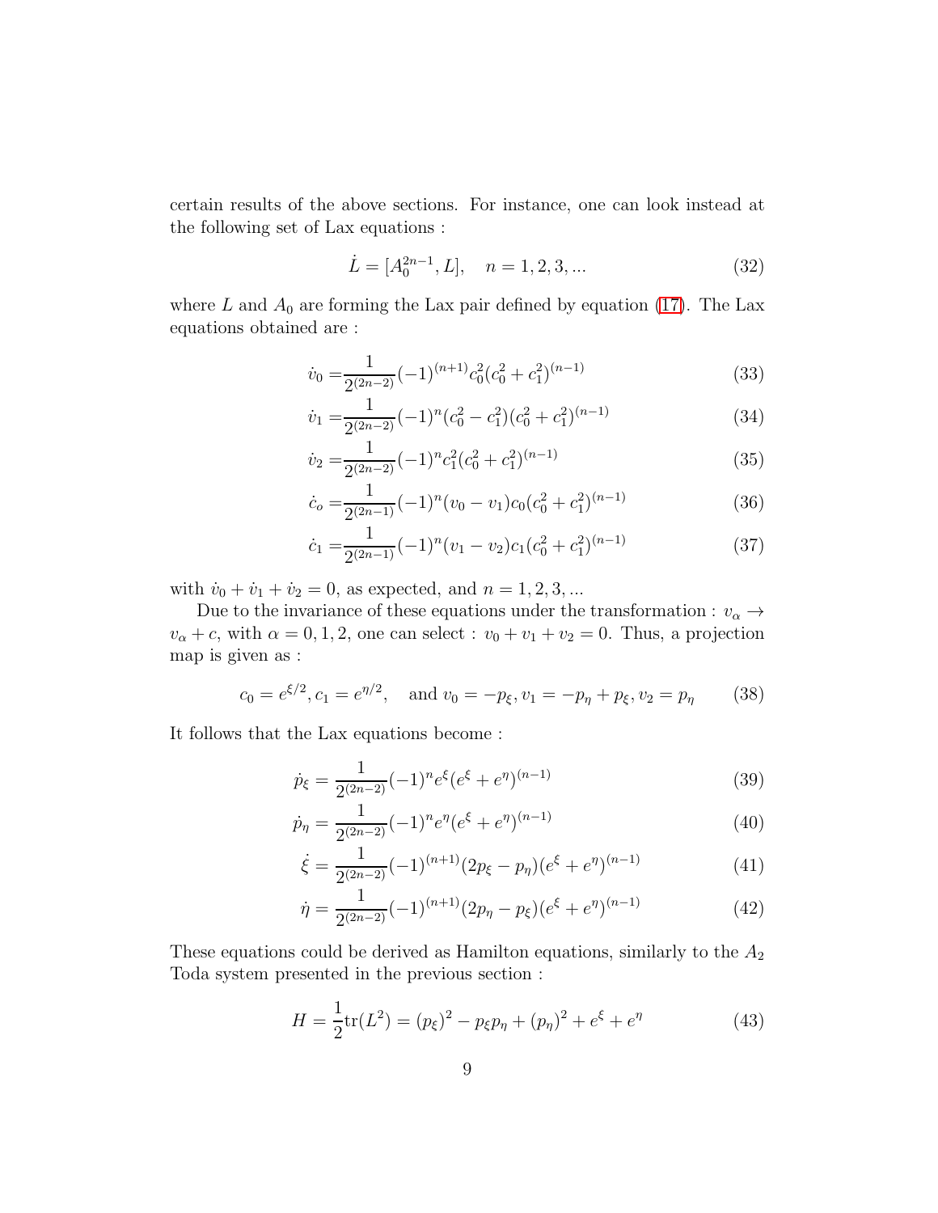certain results of the above sections. For instance, one can look instead at the following set of Lax equations :

$$\dot{L} = [A_0^{2n-1}, L], \quad n = 1, 2, 3, ... \tag{32}$$

where $L$ and $A_0$ are forming the Lax pair defined by equation (17). The Lax equations obtained are :

$$\dot{v}_0 = \frac{1}{2^{(2n-2)}}(-1)^{(n+1)} c_0^2 (c_0^2 + c_1^2)^{(n-1)} \tag{33}$$

$$\dot{v}_1 = \frac{1}{2^{(2n-2)}}(-1)^{n} (c_0^2 - c_1^2)(c_0^2 + c_1^2)^{(n-1)} \tag{34}$$

$$\dot{v}_2 = \frac{1}{2^{(2n-2)}}(-1)^{n} c_1^2 (c_0^2 + c_1^2)^{(n-1)} \tag{35}$$

$$\dot{c}_o = \frac{1}{2^{(2n-1)}}(-1)^{n} (v_0 - v_1) c_0 (c_0^2 + c_1^2)^{(n-1)} \tag{36}$$

$$\dot{c}_1 = \frac{1}{2^{(2n-1)}}(-1)^{n} (v_1 - v_2) c_1 (c_0^2 + c_1^2)^{(n-1)} \tag{37}$$

with $\dot{v}_0 + \dot{v}_1 + \dot{v}_2 = 0$, as expected, and $n = 1, 2, 3, ...$

Due to the invariance of these equations under the transformation : $v_\alpha \to v_\alpha + c$, with $\alpha = 0, 1, 2$, one can select : $v_0 + v_1 + v_2 = 0$. Thus, a projection map is given as :

$$c_0 = e^{\xi/2}, c_1 = e^{\eta/2}, \quad \text{and } v_0 = -p_\xi, v_1 = -p_\eta + p_\xi, v_2 = p_\eta \tag{38}$$

It follows that the Lax equations become :

$$\dot{p}_\xi = \frac{1}{2^{(2n-2)}}(-1)^{n} e^{\xi} (e^{\xi} + e^{\eta})^{(n-1)} \tag{39}$$

$$\dot{p}_\eta = \frac{1}{2^{(2n-2)}}(-1)^{n} e^{\eta} (e^{\xi} + e^{\eta})^{(n-1)} \tag{40}$$

$$\dot{\xi} = \frac{1}{2^{(2n-2)}}(-1)^{(n+1)} (2p_\xi - p_\eta)(e^{\xi} + e^{\eta})^{(n-1)} \tag{41}$$

$$\dot{\eta} = \frac{1}{2^{(2n-2)}}(-1)^{(n+1)} (2p_\eta - p_\xi)(e^{\xi} + e^{\eta})^{(n-1)} \tag{42}$$

These equations could be derived as Hamilton equations, similarly to the $A_2$ Toda system presented in the previous section :

$$H = \frac{1}{2}\text{tr}(L^2) = (p_\xi)^2 - p_\xi p_\eta + (p_\eta)^2 + e^{\xi} + e^{\eta} \tag{43}$$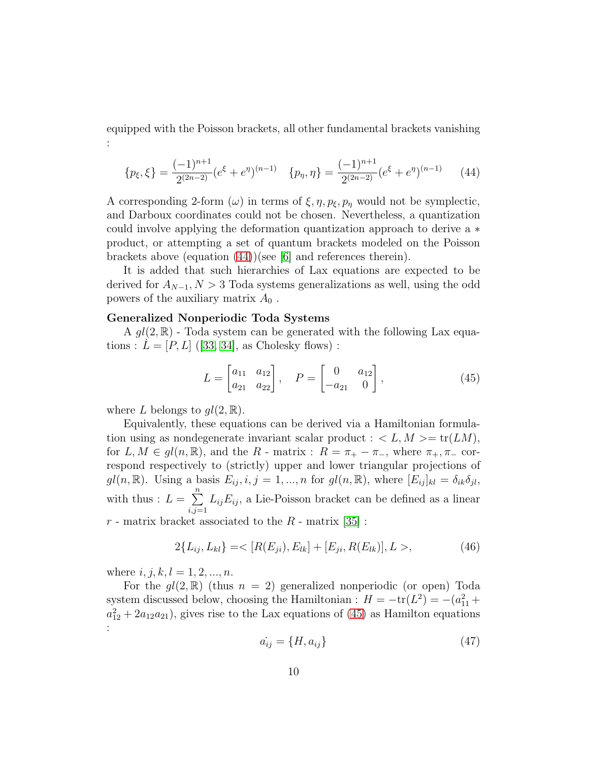equipped with the Poisson brackets, all other fundamental brackets vanishing :

$$\{p_\xi, \xi\} = \frac{(-1)^{n+1}}{2^{(2n-2)}}(e^\xi + e^\eta)^{(n-1)} \quad \{p_\eta, \eta\} = \frac{(-1)^{n+1}}{2^{(2n-2)}}(e^\xi + e^\eta)^{(n-1)} \tag{44}$$

A corresponding 2-form ($\omega$) in terms of $\xi, \eta, p_\xi, p_\eta$ would not be symplectic, and Darboux coordinates could not be chosen. Nevertheless, a quantization could involve applying the deformation quantization approach to derive a $*$ product, or attempting a set of quantum brackets modeled on the Poisson brackets above (equation (44))(see [6] and references therein).

It is added that such hierarchies of Lax equations are expected to be derived for $A_{N-1}, N > 3$ Toda systems generalizations as well, using the odd powers of the auxiliary matrix $A_0$ .

**Generalized Nonperiodic Toda Systems**

A $gl(2, \mathbb{R})$ - Toda system can be generated with the following Lax equations : $\dot{L} = [P, L]$ ([33, 34], as Cholesky flows) :

$$L = \begin{bmatrix} a_{11} & a_{12} \\ a_{21} & a_{22} \end{bmatrix}, \quad P = \begin{bmatrix} 0 & a_{12} \\ -a_{21} & 0 \end{bmatrix}, \tag{45}$$

where $L$ belongs to $gl(2, \mathbb{R})$.

Equivalently, these equations can be derived via a Hamiltonian formulation using as nondegenerate invariant scalar product : $< L, M >= \mathrm{tr}(LM)$, for $L, M \in gl(n, \mathbb{R})$, and the $R$ - matrix : $R = \pi_+ - \pi_-$, where $\pi_+, \pi_-$ correspond respectively to (strictly) upper and lower triangular projections of $gl(n, \mathbb{R})$. Using a basis $E_{ij}, i, j = 1, ..., n$ for $gl(n, \mathbb{R})$, where $[E_{ij}]_{kl} = \delta_{ik}\delta_{jl}$, with thus : $L = \sum_{i,j=1}^{n} L_{ij}E_{ij}$, a Lie-Poisson bracket can be defined as a linear $r$ - matrix bracket associated to the $R$ - matrix [35] :

$$2\{L_{ij}, L_{kl}\} =< [R(E_{ji}), E_{lk}] + [E_{ji}, R(E_{lk})], L >, \tag{46}$$

where $i, j, k, l = 1, 2, ..., n$.

For the $gl(2, \mathbb{R})$ (thus $n = 2$) generalized nonperiodic (or open) Toda system discussed below, choosing the Hamiltonian : $H = -\mathrm{tr}(L^2) = -(a_{11}^2 + a_{12}^2 + 2a_{12}a_{21})$, gives rise to the Lax equations of (45) as Hamilton equations :

$$\dot{a_{ij}} = \{H, a_{ij}\} \tag{47}$$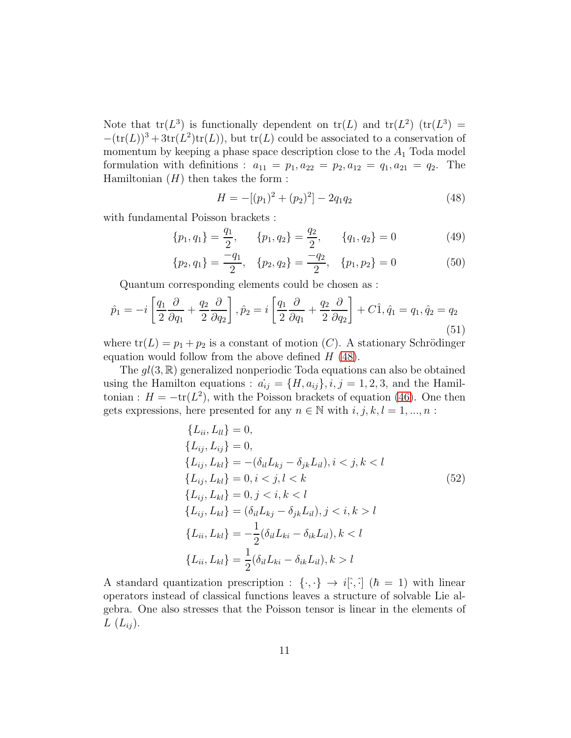Note that $\mathrm{tr}(L^3)$ is functionally dependent on $\mathrm{tr}(L)$ and $\mathrm{tr}(L^2)$ ($\mathrm{tr}(L^3) = -(\mathrm{tr}(L))^3 + 3\mathrm{tr}(L^2)\mathrm{tr}(L)$), but $\mathrm{tr}(L)$ could be associated to a conservation of momentum by keeping a phase space description close to the $A_1$ Toda model formulation with definitions : $a_{11} = p_1, a_{22} = p_2, a_{12} = q_1, a_{21} = q_2$. The Hamiltonian ($H$) then takes the form :

$$H = -[(p_1)^2 + (p_2)^2] - 2q_1q_2 \tag{48}$$

with fundamental Poisson brackets :

$$\{p_1, q_1\} = \frac{q_1}{2}, \qquad \{p_1, q_2\} = \frac{q_2}{2}, \qquad \{q_1, q_2\} = 0 \tag{49}$$

$$\{p_2, q_1\} = \frac{-q_1}{2}, \quad \{p_2, q_2\} = \frac{-q_2}{2}, \quad \{p_1, p_2\} = 0 \tag{50}$$

Quantum corresponding elements could be chosen as :

$$\hat{p}_1 = -i\left[\frac{q_1}{2}\frac{\partial}{\partial q_1} + \frac{q_2}{2}\frac{\partial}{\partial q_2}\right], \hat{p}_2 = i\left[\frac{q_1}{2}\frac{\partial}{\partial q_1} + \frac{q_2}{2}\frac{\partial}{\partial q_2}\right] + C\hat{1}, \hat{q}_1 = q_1, \hat{q}_2 = q_2 \tag{51}$$

where $\mathrm{tr}(L) = p_1 + p_2$ is a constant of motion ($C$). A stationary Schrödinger equation would follow from the above defined $H$ (48).

The $gl(3, \mathbb{R})$ generalized nonperiodic Toda equations can also be obtained using the Hamilton equations : $\dot{a_{ij}} = \{H, a_{ij}\}, i, j = 1, 2, 3$, and the Hamiltonian : $H = -\mathrm{tr}(L^2)$, with the Poisson brackets of equation (46). One then gets expressions, here presented for any $n \in \mathbb{N}$ with $i, j, k, l = 1, ..., n$ :

$$
\begin{aligned}
&\{L_{ii}, L_{ll}\} = 0, \\
&\{L_{ij}, L_{ij}\} = 0, \\
&\{L_{ij}, L_{kl}\} = -(\delta_{il}L_{kj} - \delta_{jk}L_{il}), i < j, k < l \\
&\{L_{ij}, L_{kl}\} = 0, i < j, l < k \\
&\{L_{ij}, L_{kl}\} = 0, j < i, k < l \\
&\{L_{ij}, L_{kl}\} = (\delta_{il}L_{kj} - \delta_{jk}L_{il}), j < i, k > l \\
&\{L_{ii}, L_{kl}\} = -\frac{1}{2}(\delta_{il}L_{ki} - \delta_{ik}L_{il}), k < l \\
&\{L_{ii}, L_{kl}\} = \frac{1}{2}(\delta_{il}L_{ki} - \delta_{ik}L_{il}), k > l
\end{aligned}
\tag{52}
$$

A standard quantization prescription : $\{\cdot, \cdot\} \to i[\hat{\cdot}, \hat{\cdot}]$ ($\hbar = 1$) with linear operators instead of classical functions leaves a structure of solvable Lie algebra. One also stresses that the Poisson tensor is linear in the elements of $L$ ($L_{ij}$).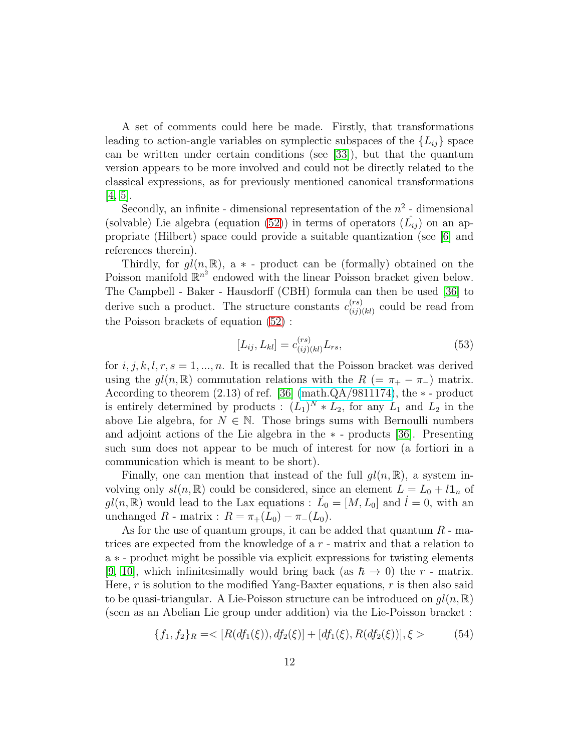A set of comments could here be made. Firstly, that transformations leading to action-angle variables on symplectic subspaces of the $\{L_{ij}\}$ space can be written under certain conditions (see [33]), but that the quantum version appears to be more involved and could not be directly related to the classical expressions, as for previously mentioned canonical transformations [4, 5].

Secondly, an infinite - dimensional representation of the $n^2$ - dimensional (solvable) Lie algebra (equation (52)) in terms of operators $(\hat{L_{ij}})$ on an appropriate (Hilbert) space could provide a suitable quantization (see [6] and references therein).

Thirdly, for $gl(n, \mathbb{R})$, a $*$ - product can be (formally) obtained on the Poisson manifold $\mathbb{R}^{n^2}$ endowed with the linear Poisson bracket given below. The Campbell - Baker - Hausdorff (CBH) formula can then be used [36] to derive such a product. The structure constants $c_{(ij)(kl)}^{(rs)}$ could be read from the Poisson brackets of equation (52) :

$$[L_{ij}, L_{kl}] = c_{(ij)(kl)}^{(rs)} L_{rs}, \tag{53}$$

for $i, j, k, l, r, s = 1, ..., n$. It is recalled that the Poisson bracket was derived using the $gl(n, \mathbb{R})$ commutation relations with the $R$ $(= \pi_+ - \pi_-)$ matrix. According to theorem (2.13) of ref. [36] (math.QA/9811174), the $*$ - product is entirely determined by products : $(L_1)^N * L_2$, for any $L_1$ and $L_2$ in the above Lie algebra, for $N \in \mathbb{N}$. Those brings sums with Bernoulli numbers and adjoint actions of the Lie algebra in the $*$ - products [36]. Presenting such sum does not appear to be much of interest for now (a fortiori in a communication which is meant to be short).

Finally, one can mention that instead of the full $gl(n, \mathbb{R})$, a system involving only $sl(n, \mathbb{R})$ could be considered, since an element $L = L_0 + l\mathbf{1}_n$ of $gl(n, \mathbb{R})$ would lead to the Lax equations : $\dot{L_0} = [M, L_0]$ and $\dot{l} = 0$, with an unchanged $R$ - matrix : $R = \pi_+(L_0) - \pi_-(L_0)$.

As for the use of quantum groups, it can be added that quantum $R$ - matrices are expected from the knowledge of a $r$ - matrix and that a relation to a $*$ - product might be possible via explicit expressions for twisting elements [9, 10], which infinitesimally would bring back (as $\hbar \to 0$) the $r$ - matrix. Here, $r$ is solution to the modified Yang-Baxter equations, $r$ is then also said to be quasi-triangular. A Lie-Poisson structure can be introduced on $gl(n, \mathbb{R})$ (seen as an Abelian Lie group under addition) via the Lie-Poisson bracket :

$$\{f_1, f_2\}_R = < [R(df_1(\xi)), df_2(\xi)] + [df_1(\xi), R(df_2(\xi))], \xi > \tag{54}$$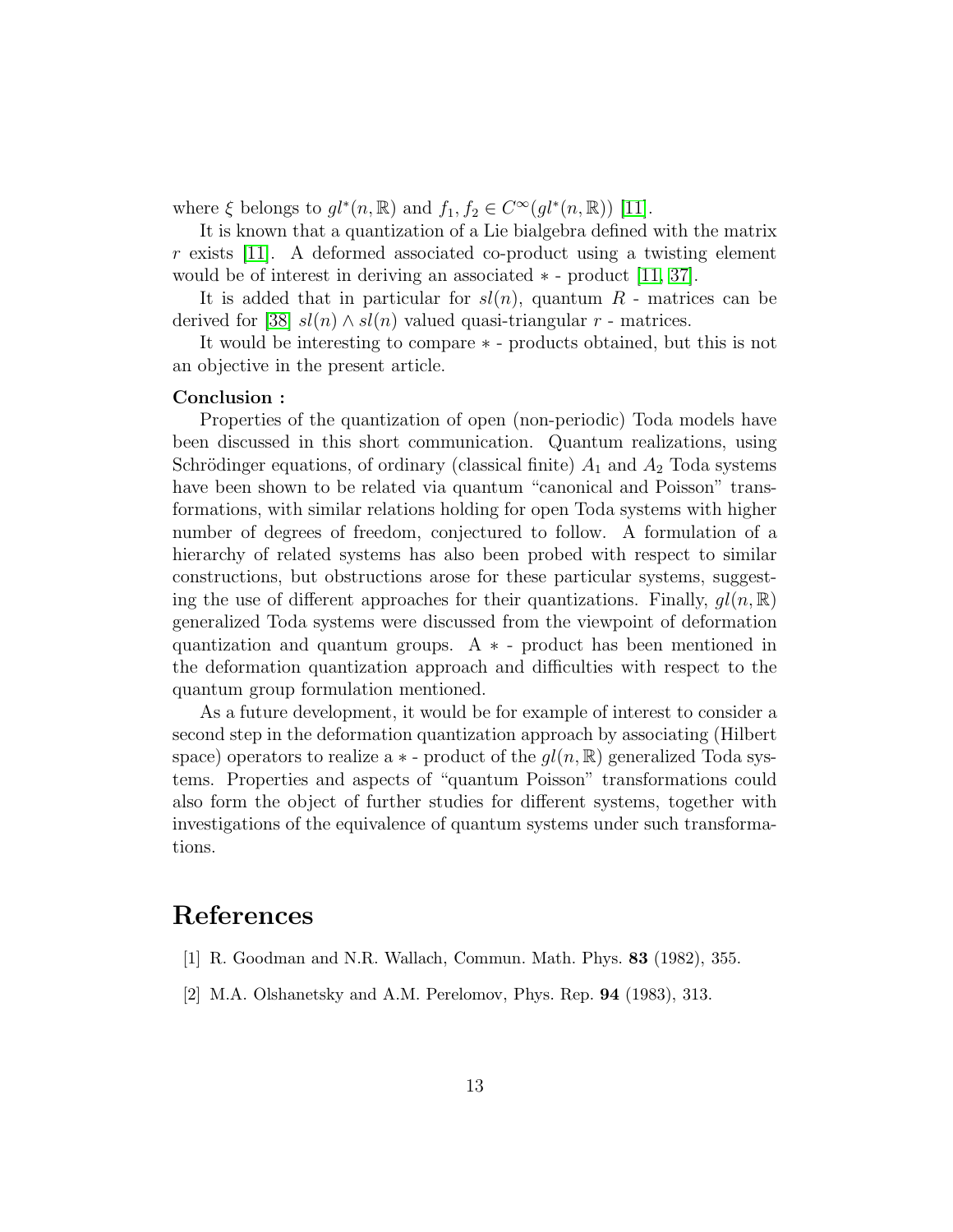where $\xi$ belongs to $gl^*(n, \mathbb{R})$ and $f_1, f_2 \in C^\infty(gl^*(n, \mathbb{R}))$ [11].

It is known that a quantization of a Lie bialgebra defined with the matrix $r$ exists [11]. A deformed associated co-product using a twisting element would be of interest in deriving an associated $*$ - product [11, 37].

It is added that in particular for $sl(n)$, quantum $R$ - matrices can be derived for [38] $sl(n) \wedge sl(n)$ valued quasi-triangular $r$ - matrices.

It would be interesting to compare $*$ - products obtained, but this is not an objective in the present article.

**Conclusion :**

Properties of the quantization of open (non-periodic) Toda models have been discussed in this short communication. Quantum realizations, using Schrödinger equations, of ordinary (classical finite) $A_1$ and $A_2$ Toda systems have been shown to be related via quantum "canonical and Poisson" transformations, with similar relations holding for open Toda systems with higher number of degrees of freedom, conjectured to follow. A formulation of a hierarchy of related systems has also been probed with respect to similar constructions, but obstructions arose for these particular systems, suggesting the use of different approaches for their quantizations. Finally, $gl(n, \mathbb{R})$ generalized Toda systems were discussed from the viewpoint of deformation quantization and quantum groups. A $*$ - product has been mentioned in the deformation quantization approach and difficulties with respect to the quantum group formulation mentioned.

As a future development, it would be for example of interest to consider a second step in the deformation quantization approach by associating (Hilbert space) operators to realize a $*$ - product of the $gl(n, \mathbb{R})$ generalized Toda systems. Properties and aspects of "quantum Poisson" transformations could also form the object of further studies for different systems, together with investigations of the equivalence of quantum systems under such transformations.

# References

[1] R. Goodman and N.R. Wallach, Commun. Math. Phys. **83** (1982), 355.

[2] M.A. Olshanetsky and A.M. Perelomov, Phys. Rep. **94** (1983), 313.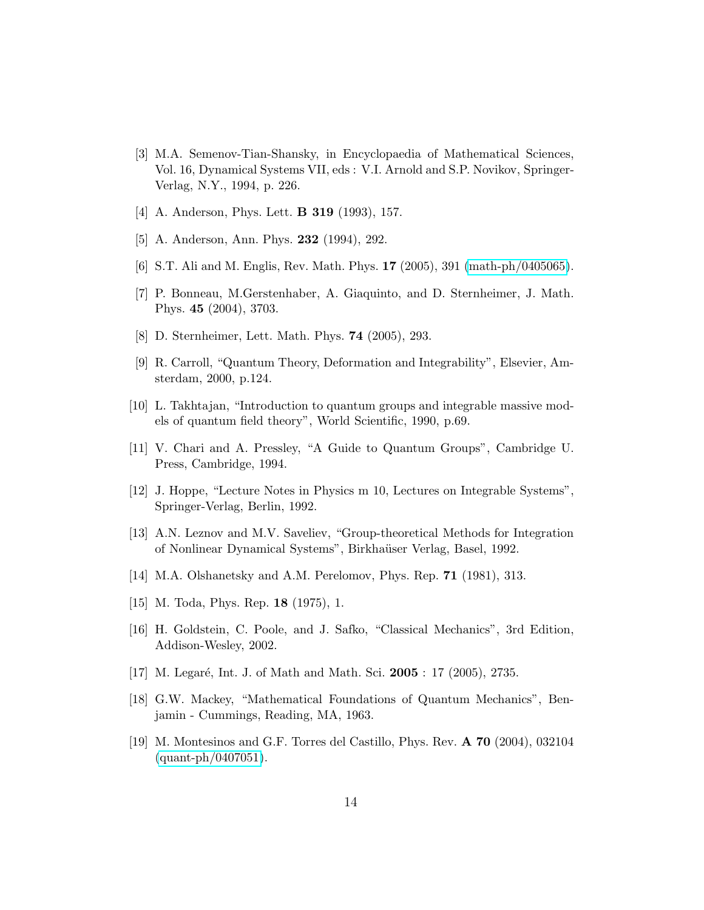[3] M.A. Semenov-Tian-Shansky, in Encyclopaedia of Mathematical Sciences, Vol. 16, Dynamical Systems VII, eds : V.I. Arnold and S.P. Novikov, Springer-Verlag, N.Y., 1994, p. 226.

[4] A. Anderson, Phys. Lett. **B 319** (1993), 157.

[5] A. Anderson, Ann. Phys. **232** (1994), 292.

[6] S.T. Ali and M. Englis, Rev. Math. Phys. **17** (2005), 391 (math-ph/0405065).

[7] P. Bonneau, M.Gerstenhaber, A. Giaquinto, and D. Sternheimer, J. Math. Phys. **45** (2004), 3703.

[8] D. Sternheimer, Lett. Math. Phys. **74** (2005), 293.

[9] R. Carroll, "Quantum Theory, Deformation and Integrability", Elsevier, Amsterdam, 2000, p.124.

[10] L. Takhtajan, "Introduction to quantum groups and integrable massive models of quantum field theory", World Scientific, 1990, p.69.

[11] V. Chari and A. Pressley, "A Guide to Quantum Groups", Cambridge U. Press, Cambridge, 1994.

[12] J. Hoppe, "Lecture Notes in Physics m 10, Lectures on Integrable Systems", Springer-Verlag, Berlin, 1992.

[13] A.N. Leznov and M.V. Saveliev, "Group-theoretical Methods for Integration of Nonlinear Dynamical Systems", Birkhaüser Verlag, Basel, 1992.

[14] M.A. Olshanetsky and A.M. Perelomov, Phys. Rep. **71** (1981), 313.

[15] M. Toda, Phys. Rep. **18** (1975), 1.

[16] H. Goldstein, C. Poole, and J. Safko, "Classical Mechanics", 3rd Edition, Addison-Wesley, 2002.

[17] M. Legaré, Int. J. of Math and Math. Sci. **2005** : 17 (2005), 2735.

[18] G.W. Mackey, "Mathematical Foundations of Quantum Mechanics", Benjamin - Cummings, Reading, MA, 1963.

[19] M. Montesinos and G.F. Torres del Castillo, Phys. Rev. **A 70** (2004), 032104 (quant-ph/0407051).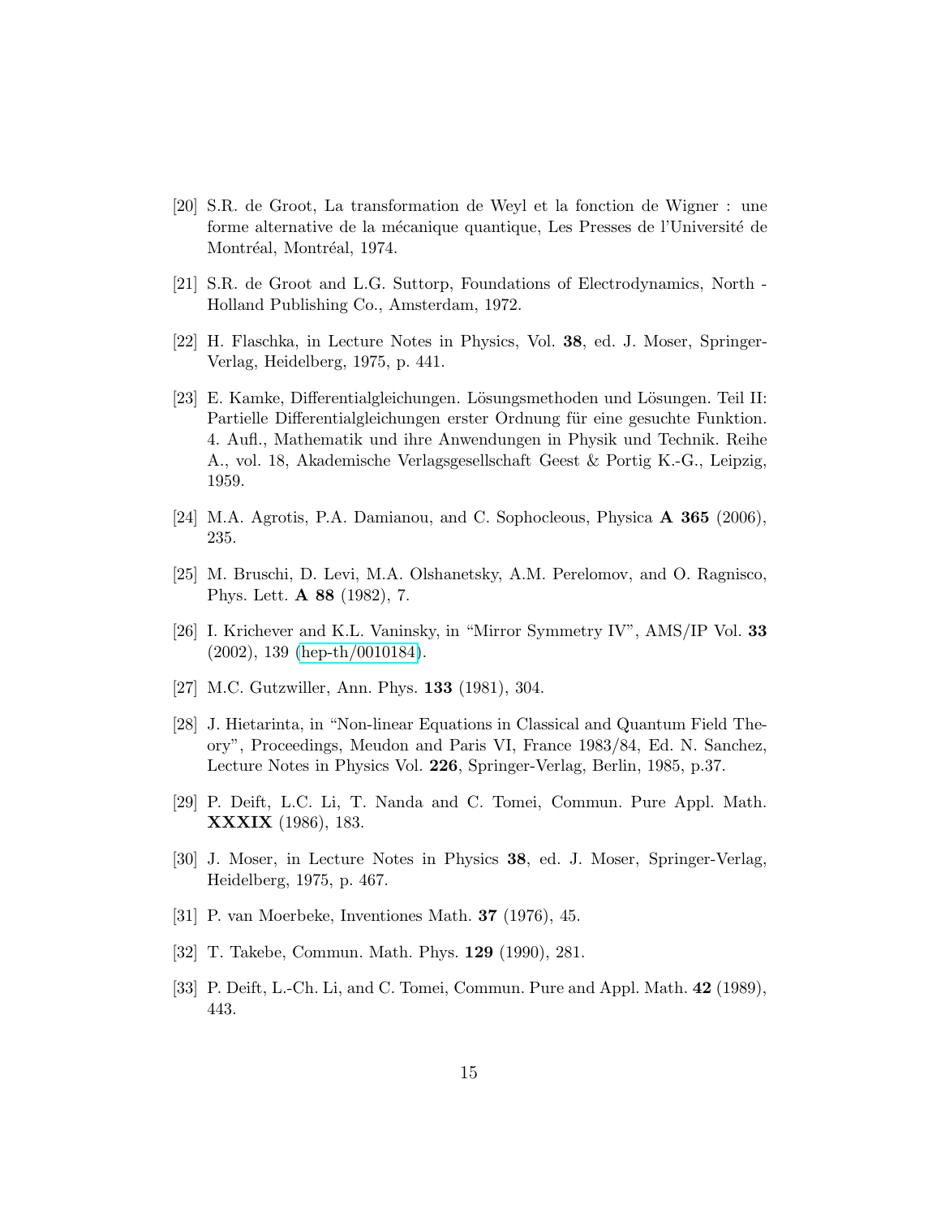[20] S.R. de Groot, La transformation de Weyl et la fonction de Wigner : une forme alternative de la mécanique quantique, Les Presses de l'Université de Montréal, Montréal, 1974.

[21] S.R. de Groot and L.G. Suttorp, Foundations of Electrodynamics, North - Holland Publishing Co., Amsterdam, 1972.

[22] H. Flaschka, in Lecture Notes in Physics, Vol. **38**, ed. J. Moser, Springer-Verlag, Heidelberg, 1975, p. 441.

[23] E. Kamke, Differentialgleichungen. Lösungsmethoden und Lösungen. Teil II: Partielle Differentialgleichungen erster Ordnung für eine gesuchte Funktion. 4. Aufl., Mathematik und ihre Anwendungen in Physik und Technik. Reihe A., vol. 18, Akademische Verlagsgesellschaft Geest & Portig K.-G., Leipzig, 1959.

[24] M.A. Agrotis, P.A. Damianou, and C. Sophocleous, Physica **A 365** (2006), 235.

[25] M. Bruschi, D. Levi, M.A. Olshanetsky, A.M. Perelomov, and O. Ragnisco, Phys. Lett. **A 88** (1982), 7.

[26] I. Krichever and K.L. Vaninsky, in "Mirror Symmetry IV", AMS/IP Vol. **33** (2002), 139 (hep-th/0010184).

[27] M.C. Gutzwiller, Ann. Phys. **133** (1981), 304.

[28] J. Hietarinta, in "Non-linear Equations in Classical and Quantum Field Theory", Proceedings, Meudon and Paris VI, France 1983/84, Ed. N. Sanchez, Lecture Notes in Physics Vol. **226**, Springer-Verlag, Berlin, 1985, p.37.

[29] P. Deift, L.C. Li, T. Nanda and C. Tomei, Commun. Pure Appl. Math. **XXXIX** (1986), 183.

[30] J. Moser, in Lecture Notes in Physics **38**, ed. J. Moser, Springer-Verlag, Heidelberg, 1975, p. 467.

[31] P. van Moerbeke, Inventiones Math. **37** (1976), 45.

[32] T. Takebe, Commun. Math. Phys. **129** (1990), 281.

[33] P. Deift, L.-Ch. Li, and C. Tomei, Commun. Pure and Appl. Math. **42** (1989), 443.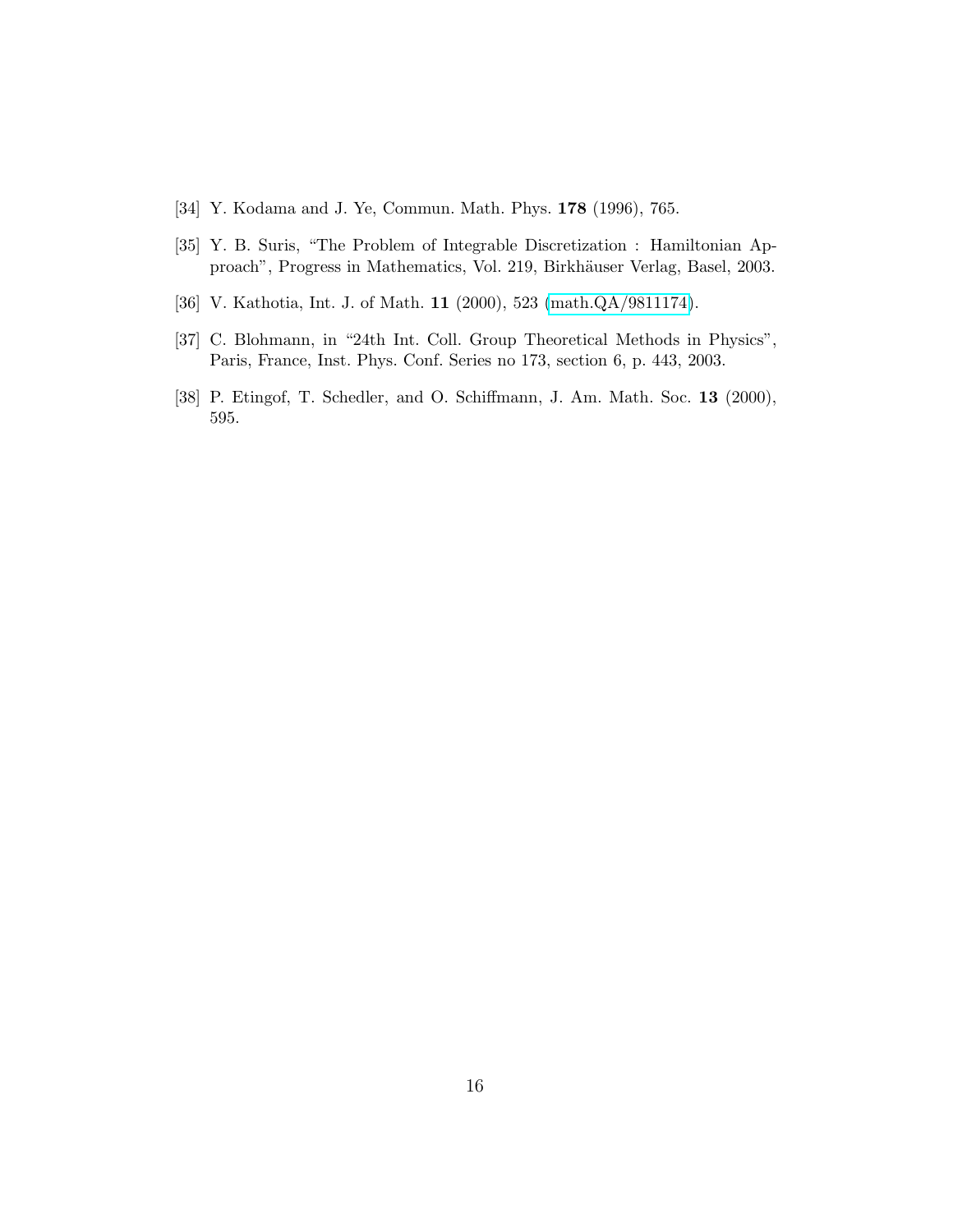[34] Y. Kodama and J. Ye, Commun. Math. Phys. **178** (1996), 765.

[35] Y. B. Suris, "The Problem of Integrable Discretization : Hamiltonian Approach", Progress in Mathematics, Vol. 219, Birkhäuser Verlag, Basel, 2003.

[36] V. Kathotia, Int. J. of Math. **11** (2000), 523 (math.QA/9811174).

[37] C. Blohmann, in "24th Int. Coll. Group Theoretical Methods in Physics", Paris, France, Inst. Phys. Conf. Series no 173, section 6, p. 443, 2003.

[38] P. Etingof, T. Schedler, and O. Schiffmann, J. Am. Math. Soc. **13** (2000), 595.